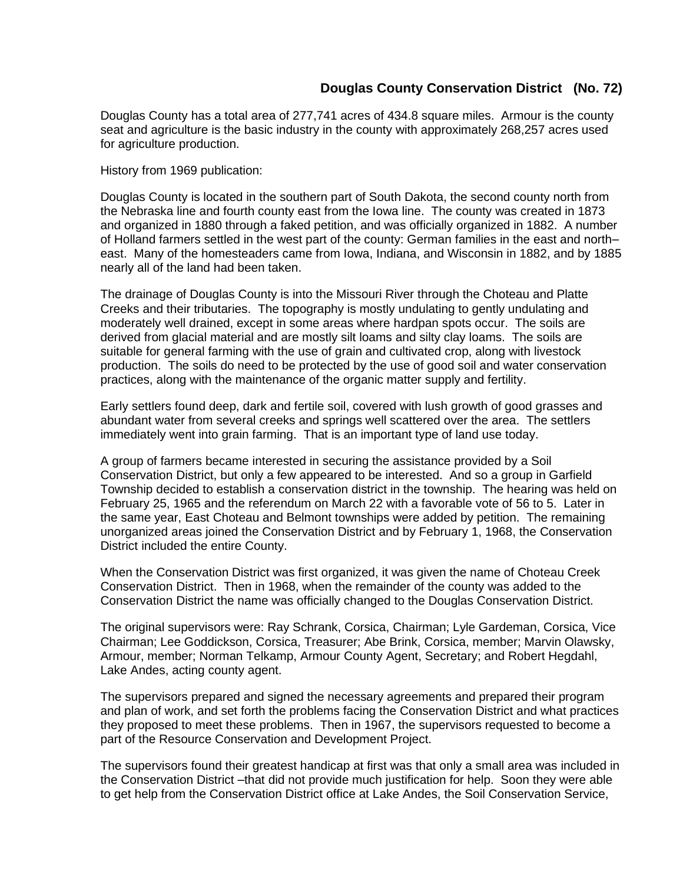# Douglas County Conservation District (No. 72)

Douglas County has a total area of 277,741 acres of 434.8 square miles. Armour is the county seat and agriculture is the basic industry in the county with approximately 268,257 acres used for agriculture production.

History from 1969 publication:

Douglas County is located in the southern part of South Dakota, the second county north from the Nebraska line and fourth county east from the Iowa line. The county was created in 1873 and organized in 1880 through a faked petition, and was officially organized in 1882. A number of Holland farmers settled in the west part of the county: German families in the east and north–east. Many of the homesteaders came from Iowa, Indiana, and Wisconsin in 1882, and by 1885 nearly all of the land had been taken.

The drainage of Douglas County is into the Missouri River through the Choteau and Platte Creeks and their tributaries. The topography is mostly undulating to gently undulating and moderately well drained, except in some areas where hardpan spots occur. The soils are derived from glacial material and are mostly silt loams and silty clay loams. The soils are suitable for general farming with the use of grain and cultivated crop, along with livestock production. The soils do need to be protected by the use of good soil and water conservation practices, along with the maintenance of the organic matter supply and fertility.

Early settlers found deep, dark and fertile soil, covered with lush growth of good grasses and abundant water from several creeks and springs well scattered over the area. The settlers immediately went into grain farming. That is an important type of land use today.

A group of farmers became interested in securing the assistance provided by a Soil Conservation District, but only a few appeared to be interested. And so a group in Garfield Township decided to establish a conservation district in the township. The hearing was held on February 25, 1965 and the referendum on March 22 with a favorable vote of 56 to 5. Later in the same year, East Choteau and Belmont townships were added by petition. The remaining unorganized areas joined the Conservation District and by February 1, 1968, the Conservation District included the entire County.

When the Conservation District was first organized, it was given the name of Choteau Creek Conservation District. Then in 1968, when the remainder of the county was added to the Conservation District the name was officially changed to the Douglas Conservation District.

The original supervisors were: Ray Schrank, Corsica, Chairman; Lyle Gardeman, Corsica, Vice Chairman; Lee Goddickson, Corsica, Treasurer; Abe Brink, Corsica, member; Marvin Olawsky, Armour, member; Norman Telkamp, Armour County Agent, Secretary; and Robert Hegdahl, Lake Andes, acting county agent.

The supervisors prepared and signed the necessary agreements and prepared their program and plan of work, and set forth the problems facing the Conservation District and what practices they proposed to meet these problems. Then in 1967, the supervisors requested to become a part of the Resource Conservation and Development Project.

The supervisors found their greatest handicap at first was that only a small area was included in the Conservation District –that did not provide much justification for help. Soon they were able to get help from the Conservation District office at Lake Andes, the Soil Conservation Service,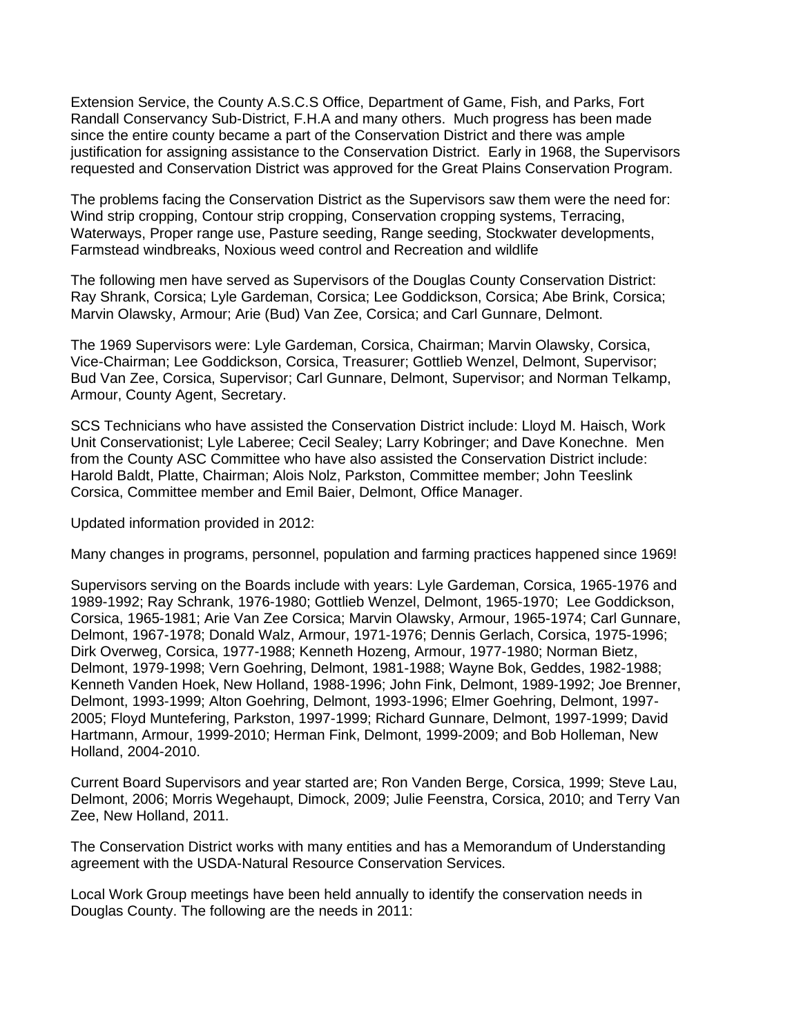Extension Service, the County A.S.C.S Office, Department of Game, Fish, and Parks, Fort Randall Conservancy Sub-District, F.H.A and many others. Much progress has been made since the entire county became a part of the Conservation District and there was ample justification for assigning assistance to the Conservation District. Early in 1968, the Supervisors requested and Conservation District was approved for the Great Plains Conservation Program.

The problems facing the Conservation District as the Supervisors saw them were the need for: Wind strip cropping, Contour strip cropping, Conservation cropping systems, Terracing, Waterways, Proper range use, Pasture seeding, Range seeding, Stockwater developments, Farmstead windbreaks, Noxious weed control and Recreation and wildlife

The following men have served as Supervisors of the Douglas County Conservation District: Ray Shrank, Corsica; Lyle Gardeman, Corsica; Lee Goddickson, Corsica; Abe Brink, Corsica; Marvin Olawsky, Armour; Arie (Bud) Van Zee, Corsica; and Carl Gunnare, Delmont.

The 1969 Supervisors were: Lyle Gardeman, Corsica, Chairman; Marvin Olawsky, Corsica, Vice-Chairman; Lee Goddickson, Corsica, Treasurer; Gottlieb Wenzel, Delmont, Supervisor; Bud Van Zee, Corsica, Supervisor; Carl Gunnare, Delmont, Supervisor; and Norman Telkamp, Armour, County Agent, Secretary.

SCS Technicians who have assisted the Conservation District include: Lloyd M. Haisch, Work Unit Conservationist; Lyle Laberee; Cecil Sealey; Larry Kobringer; and Dave Konechne. Men from the County ASC Committee who have also assisted the Conservation District include: Harold Baldt, Platte, Chairman; Alois Nolz, Parkston, Committee member; John Teeslink Corsica, Committee member and Emil Baier, Delmont, Office Manager.

Updated information provided in 2012:

Many changes in programs, personnel, population and farming practices happened since 1969!

Supervisors serving on the Boards include with years: Lyle Gardeman, Corsica, 1965-1976 and 1989-1992; Ray Schrank, 1976-1980; Gottlieb Wenzel, Delmont, 1965-1970; Lee Goddickson, Corsica, 1965-1981; Arie Van Zee Corsica; Marvin Olawsky, Armour, 1965-1974; Carl Gunnare, Delmont, 1967-1978; Donald Walz, Armour, 1971-1976; Dennis Gerlach, Corsica, 1975-1996; Dirk Overweg, Corsica, 1977-1988; Kenneth Hozeng, Armour, 1977-1980; Norman Bietz, Delmont, 1979-1998; Vern Goehring, Delmont, 1981-1988; Wayne Bok, Geddes, 1982-1988; Kenneth Vanden Hoek, New Holland, 1988-1996; John Fink, Delmont, 1989-1992; Joe Brenner, Delmont, 1993-1999; Alton Goehring, Delmont, 1993-1996; Elmer Goehring, Delmont, 1997-2005; Floyd Muntefering, Parkston, 1997-1999; Richard Gunnare, Delmont, 1997-1999; David Hartmann, Armour, 1999-2010; Herman Fink, Delmont, 1999-2009; and Bob Holleman, New Holland, 2004-2010.

Current Board Supervisors and year started are; Ron Vanden Berge, Corsica, 1999; Steve Lau, Delmont, 2006; Morris Wegehaupt, Dimock, 2009; Julie Feenstra, Corsica, 2010; and Terry Van Zee, New Holland, 2011.

The Conservation District works with many entities and has a Memorandum of Understanding agreement with the USDA-Natural Resource Conservation Services.

Local Work Group meetings have been held annually to identify the conservation needs in Douglas County. The following are the needs in 2011: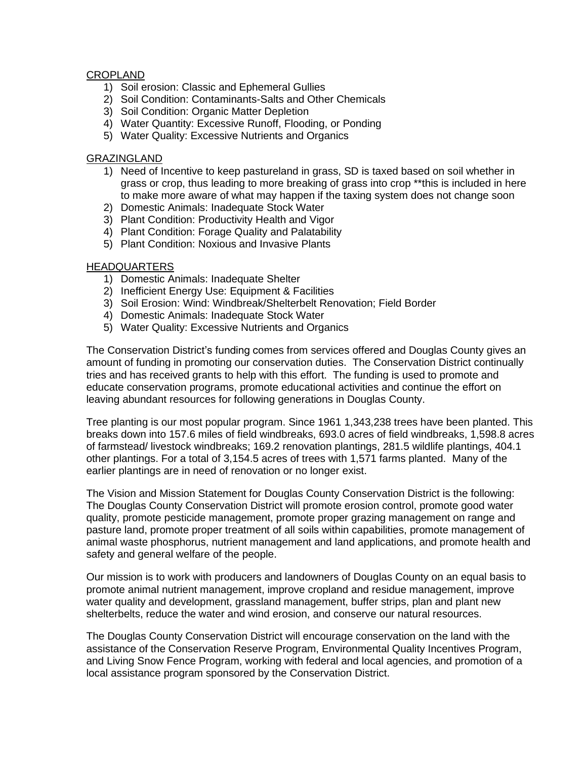CROPLAND

1) Soil erosion: Classic and Ephemeral Gullies
2) Soil Condition: Contaminants-Salts and Other Chemicals
3) Soil Condition: Organic Matter Depletion
4) Water Quantity: Excessive Runoff, Flooding, or Ponding
5) Water Quality: Excessive Nutrients and Organics

GRAZINGLAND

1) Need of Incentive to keep pastureland in grass, SD is taxed based on soil whether in grass or crop, thus leading to more breaking of grass into crop **this is included in here to make more aware of what may happen if the taxing system does not change soon
2) Domestic Animals: Inadequate Stock Water
3) Plant Condition: Productivity Health and Vigor
4) Plant Condition: Forage Quality and Palatability
5) Plant Condition: Noxious and Invasive Plants

HEADQUARTERS

1) Domestic Animals: Inadequate Shelter
2) Inefficient Energy Use: Equipment & Facilities
3) Soil Erosion: Wind: Windbreak/Shelterbelt Renovation; Field Border
4) Domestic Animals: Inadequate Stock Water
5) Water Quality: Excessive Nutrients and Organics

The Conservation District's funding comes from services offered and Douglas County gives an amount of funding in promoting our conservation duties. The Conservation District continually tries and has received grants to help with this effort. The funding is used to promote and educate conservation programs, promote educational activities and continue the effort on leaving abundant resources for following generations in Douglas County.

Tree planting is our most popular program. Since 1961 1,343,238 trees have been planted. This breaks down into 157.6 miles of field windbreaks, 693.0 acres of field windbreaks, 1,598.8 acres of farmstead/ livestock windbreaks; 169.2 renovation plantings, 281.5 wildlife plantings, 404.1 other plantings. For a total of 3,154.5 acres of trees with 1,571 farms planted. Many of the earlier plantings are in need of renovation or no longer exist.

The Vision and Mission Statement for Douglas County Conservation District is the following: The Douglas County Conservation District will promote erosion control, promote good water quality, promote pesticide management, promote proper grazing management on range and pasture land, promote proper treatment of all soils within capabilities, promote management of animal waste phosphorus, nutrient management and land applications, and promote health and safety and general welfare of the people.

Our mission is to work with producers and landowners of Douglas County on an equal basis to promote animal nutrient management, improve cropland and residue management, improve water quality and development, grassland management, buffer strips, plan and plant new shelterbelts, reduce the water and wind erosion, and conserve our natural resources.

The Douglas County Conservation District will encourage conservation on the land with the assistance of the Conservation Reserve Program, Environmental Quality Incentives Program, and Living Snow Fence Program, working with federal and local agencies, and promotion of a local assistance program sponsored by the Conservation District.